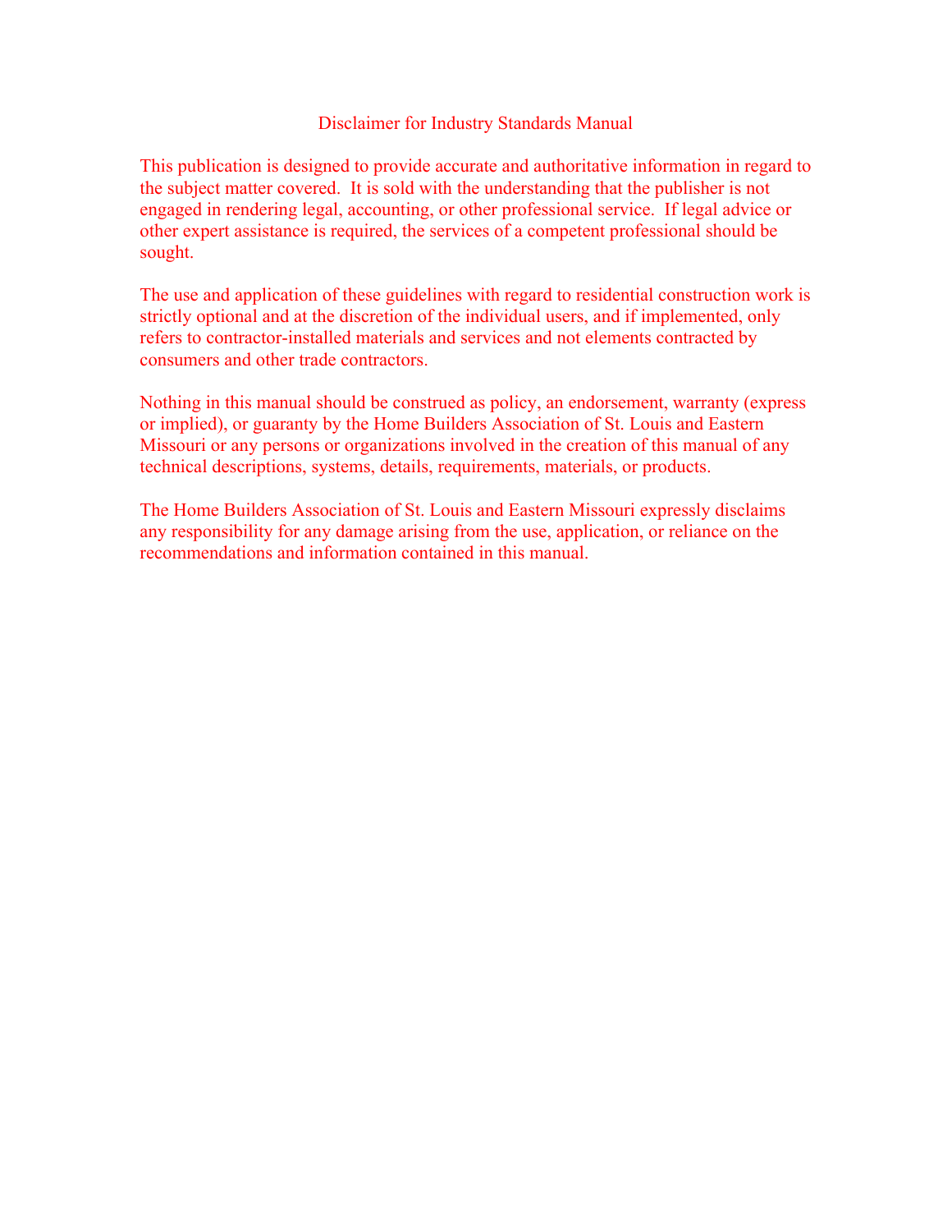# Disclaimer for Industry Standards Manual

This publication is designed to provide accurate and authoritative information in regard to the subject matter covered. It is sold with the understanding that the publisher is not engaged in rendering legal, accounting, or other professional service. If legal advice or other expert assistance is required, the services of a competent professional should be sought.

The use and application of these guidelines with regard to residential construction work is strictly optional and at the discretion of the individual users, and if implemented, only refers to contractor-installed materials and services and not elements contracted by consumers and other trade contractors.

Nothing in this manual should be construed as policy, an endorsement, warranty (express or implied), or guaranty by the Home Builders Association of St. Louis and Eastern Missouri or any persons or organizations involved in the creation of this manual of any technical descriptions, systems, details, requirements, materials, or products.

The Home Builders Association of St. Louis and Eastern Missouri expressly disclaims any responsibility for any damage arising from the use, application, or reliance on the recommendations and information contained in this manual.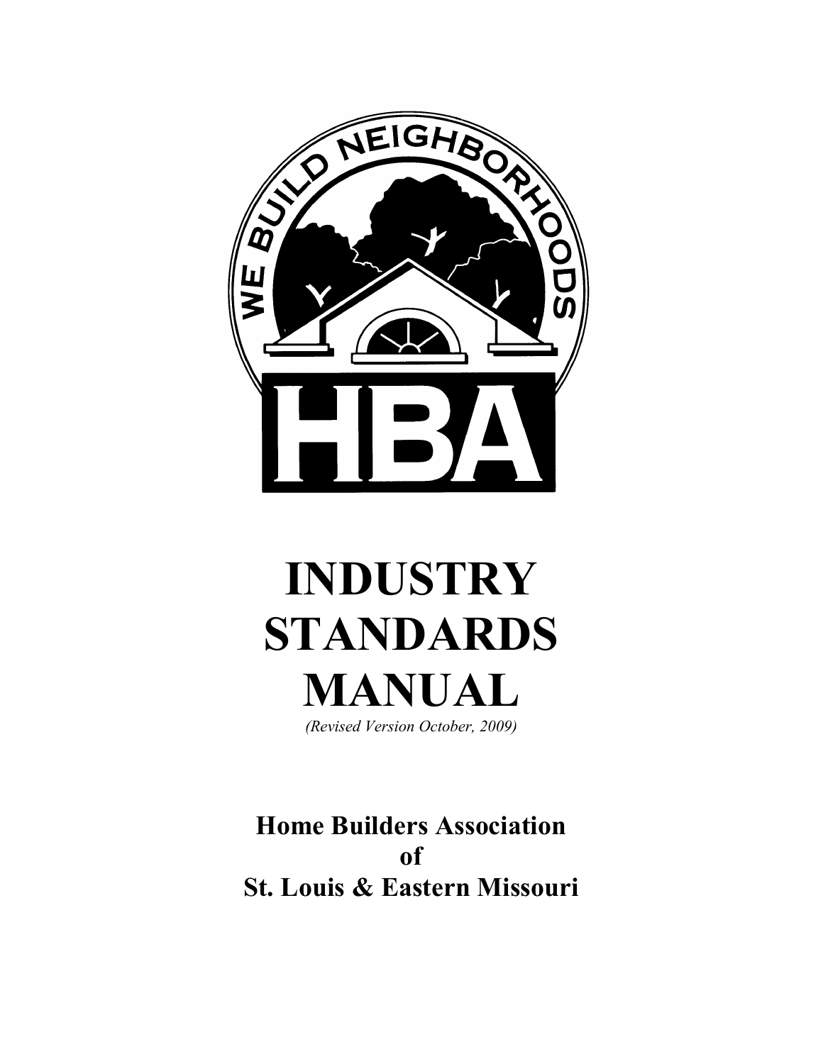# INDUSTRY STANDARDS MANUAL

*(Revised Version October, 2009)*

**Home Builders Association of St. Louis & Eastern Missouri**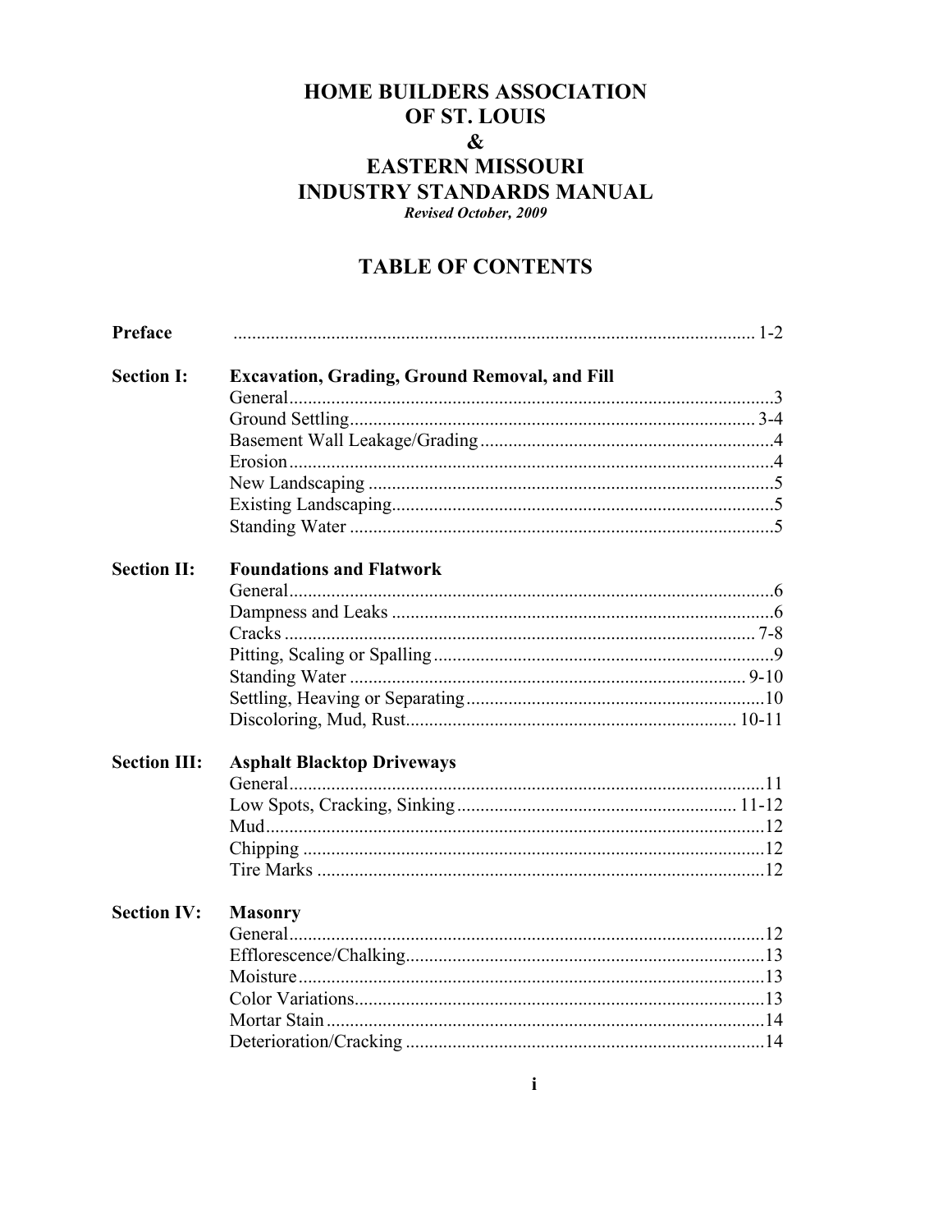# HOME BUILDERS ASSOCIATION OF ST. LOUIS & EASTERN MISSOURI INDUSTRY STANDARDS MANUAL

*Revised October, 2009*

## TABLE OF CONTENTS

| | | |
|---|---|---|
| **Preface** | | 1-2 |
| **Section I:** | **Excavation, Grading, Ground Removal, and Fill** | |
| | General | 3 |
| | Ground Settling | 3-4 |
| | Basement Wall Leakage/Grading | 4 |
| | Erosion | 4 |
| | New Landscaping | 5 |
| | Existing Landscaping | 5 |
| | Standing Water | 5 |
| **Section II:** | **Foundations and Flatwork** | |
| | General | 6 |
| | Dampness and Leaks | 6 |
| | Cracks | 7-8 |
| | Pitting, Scaling or Spalling | 9 |
| | Standing Water | 9-10 |
| | Settling, Heaving or Separating | 10 |
| | Discoloring, Mud, Rust | 10-11 |
| **Section III:** | **Asphalt Blacktop Driveways** | |
| | General | 11 |
| | Low Spots, Cracking, Sinking | 11-12 |
| | Mud | 12 |
| | Chipping | 12 |
| | Tire Marks | 12 |
| **Section IV:** | **Masonry** | |
| | General | 12 |
| | Efflorescence/Chalking | 13 |
| | Moisture | 13 |
| | Color Variations | 13 |
| | Mortar Stain | 14 |
| | Deterioration/Cracking | 14 |